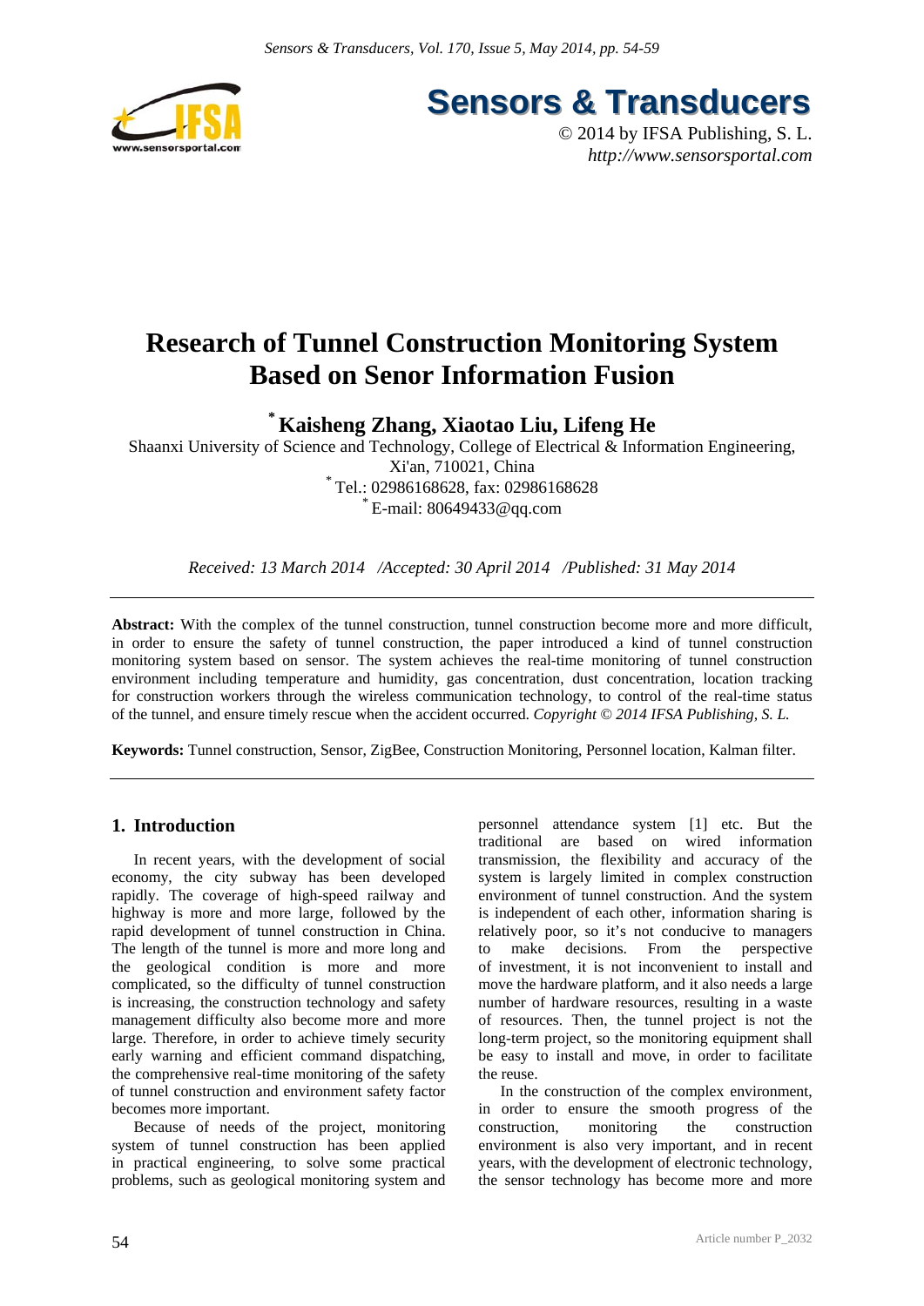# Research of Tunnel Construction Monitoring System Based on Senor Information Fusion

**[*] Kaisheng Zhang, Xiaotao Liu, Lifeng He**

Shaanxi University of Science and Technology, College of Electrical & Information Engineering, Xi'an, 710021, China

[*] Tel.: 02986168628, fax: 02986168628

[*] E-mail: 80649433@qq.com

*Received: 13 March 2014 /Accepted: 30 April 2014 /Published: 31 May 2014*

---

**Abstract:** With the complex of the tunnel construction, tunnel construction become more and more difficult, in order to ensure the safety of tunnel construction, the paper introduced a kind of tunnel construction monitoring system based on sensor. The system achieves the real-time monitoring of tunnel construction environment including temperature and humidity, gas concentration, dust concentration, location tracking for construction workers through the wireless communication technology, to control of the real-time status of the tunnel, and ensure timely rescue when the accident occurred. *Copyright © 2014 IFSA Publishing, S. L.*

**Keywords:** Tunnel construction, Sensor, ZigBee, Construction Monitoring, Personnel location, Kalman filter.

---

## 1. Introduction

In recent years, with the development of social economy, the city subway has been developed rapidly. The coverage of high-speed railway and highway is more and more large, followed by the rapid development of tunnel construction in China. The length of the tunnel is more and more long and the geological condition is more and more complicated, so the difficulty of tunnel construction is increasing, the construction technology and safety management difficulty also become more and more large. Therefore, in order to achieve timely security early warning and efficient command dispatching, the comprehensive real-time monitoring of the safety of tunnel construction and environment safety factor becomes more important.

Because of needs of the project, monitoring system of tunnel construction has been applied in practical engineering, to solve some practical problems, such as geological monitoring system and personnel attendance system [1] etc. But the traditional are based on wired information transmission, the flexibility and accuracy of the system is largely limited in complex construction environment of tunnel construction. And the system is independent of each other, information sharing is relatively poor, so it's not conducive to managers to make decisions. From the perspective of investment, it is not inconvenient to install and move the hardware platform, and it also needs a large number of hardware resources, resulting in a waste of resources. Then, the tunnel project is not the long-term project, so the monitoring equipment shall be easy to install and move, in order to facilitate the reuse.

In the construction of the complex environment, in order to ensure the smooth progress of the construction, monitoring the construction environment is also very important, and in recent years, with the development of electronic technology, the sensor technology has become more and more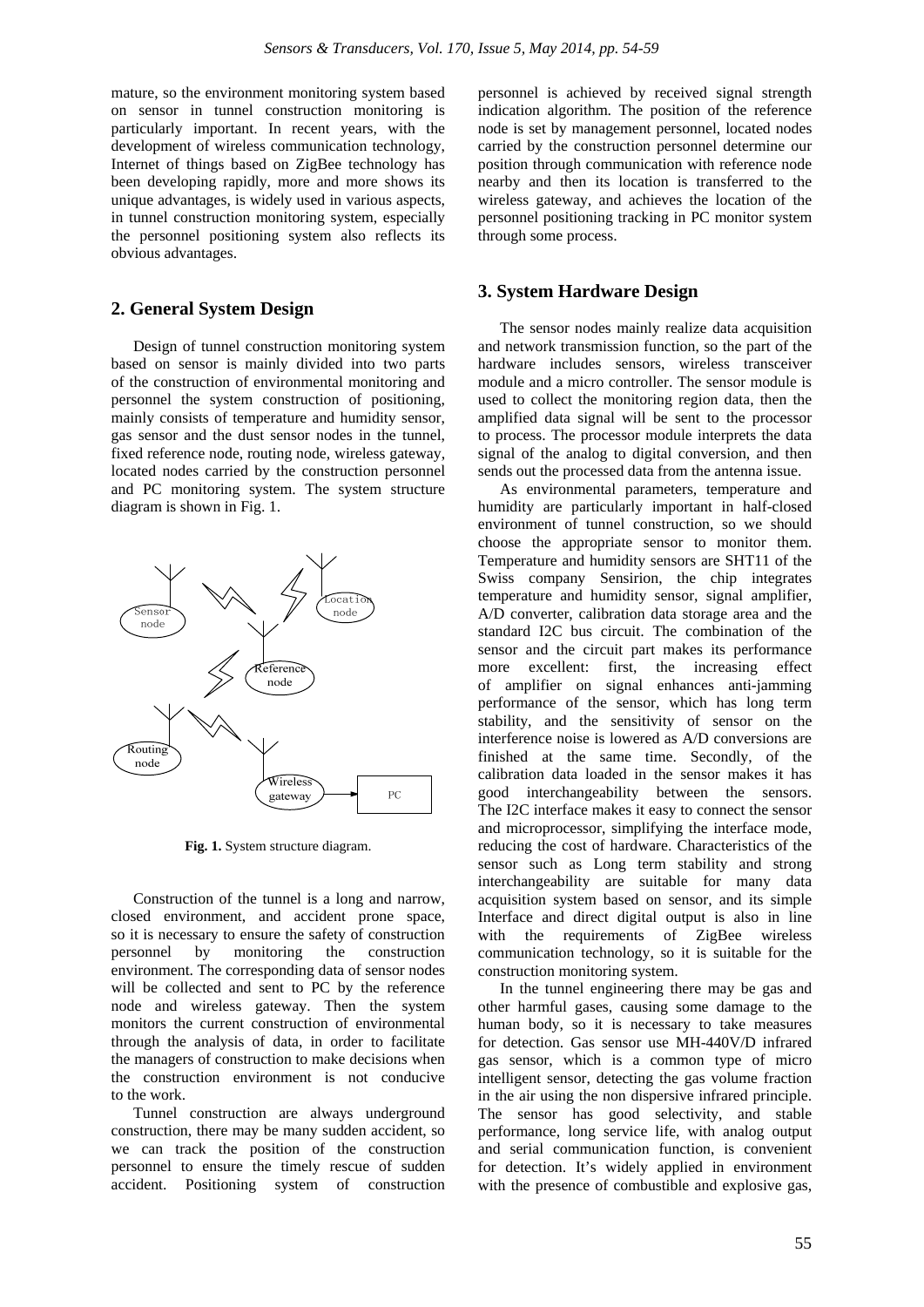mature, so the environment monitoring system based on sensor in tunnel construction monitoring is particularly important. In recent years, with the development of wireless communication technology, Internet of things based on ZigBee technology has been developing rapidly, more and more shows its unique advantages, is widely used in various aspects, in tunnel construction monitoring system, especially the personnel positioning system also reflects its obvious advantages.

## 2. General System Design

Design of tunnel construction monitoring system based on sensor is mainly divided into two parts of the construction of environmental monitoring and personnel the system construction of positioning, mainly consists of temperature and humidity sensor, gas sensor and the dust sensor nodes in the tunnel, fixed reference node, routing node, wireless gateway, located nodes carried by the construction personnel and PC monitoring system. The system structure diagram is shown in Fig. 1.

**Fig. 1.** System structure diagram.

Construction of the tunnel is a long and narrow, closed environment, and accident prone space, so it is necessary to ensure the safety of construction personnel by monitoring the construction environment. The corresponding data of sensor nodes will be collected and sent to PC by the reference node and wireless gateway. Then the system monitors the current construction of environmental through the analysis of data, in order to facilitate the managers of construction to make decisions when the construction environment is not conducive to the work.

Tunnel construction are always underground construction, there may be many sudden accident, so we can track the position of the construction personnel to ensure the timely rescue of sudden accident. Positioning system of construction personnel is achieved by received signal strength indication algorithm. The position of the reference node is set by management personnel, located nodes carried by the construction personnel determine our position through communication with reference node nearby and then its location is transferred to the wireless gateway, and achieves the location of the personnel positioning tracking in PC monitor system through some process.

## 3. System Hardware Design

The sensor nodes mainly realize data acquisition and network transmission function, so the part of the hardware includes sensors, wireless transceiver module and a micro controller. The sensor module is used to collect the monitoring region data, then the amplified data signal will be sent to the processor to process. The processor module interprets the data signal of the analog to digital conversion, and then sends out the processed data from the antenna issue.

As environmental parameters, temperature and humidity are particularly important in half-closed environment of tunnel construction, so we should choose the appropriate sensor to monitor them. Temperature and humidity sensors are SHT11 of the Swiss company Sensirion, the chip integrates temperature and humidity sensor, signal amplifier, A/D converter, calibration data storage area and the standard I2C bus circuit. The combination of the sensor and the circuit part makes its performance more excellent: first, the increasing effect of amplifier on signal enhances anti-jamming performance of the sensor, which has long term stability, and the sensitivity of sensor on the interference noise is lowered as A/D conversions are finished at the same time. Secondly, of the calibration data loaded in the sensor makes it has good interchangeability between the sensors. The I2C interface makes it easy to connect the sensor and microprocessor, simplifying the interface mode, reducing the cost of hardware. Characteristics of the sensor such as Long term stability and strong interchangeability are suitable for many data acquisition system based on sensor, and its simple Interface and direct digital output is also in line with the requirements of ZigBee wireless communication technology, so it is suitable for the construction monitoring system.

In the tunnel engineering there may be gas and other harmful gases, causing some damage to the human body, so it is necessary to take measures for detection. Gas sensor use MH-440V/D infrared gas sensor, which is a common type of micro intelligent sensor, detecting the gas volume fraction in the air using the non dispersive infrared principle. The sensor has good selectivity, and stable performance, long service life, with analog output and serial communication function, is convenient for detection. It's widely applied in environment with the presence of combustible and explosive gas,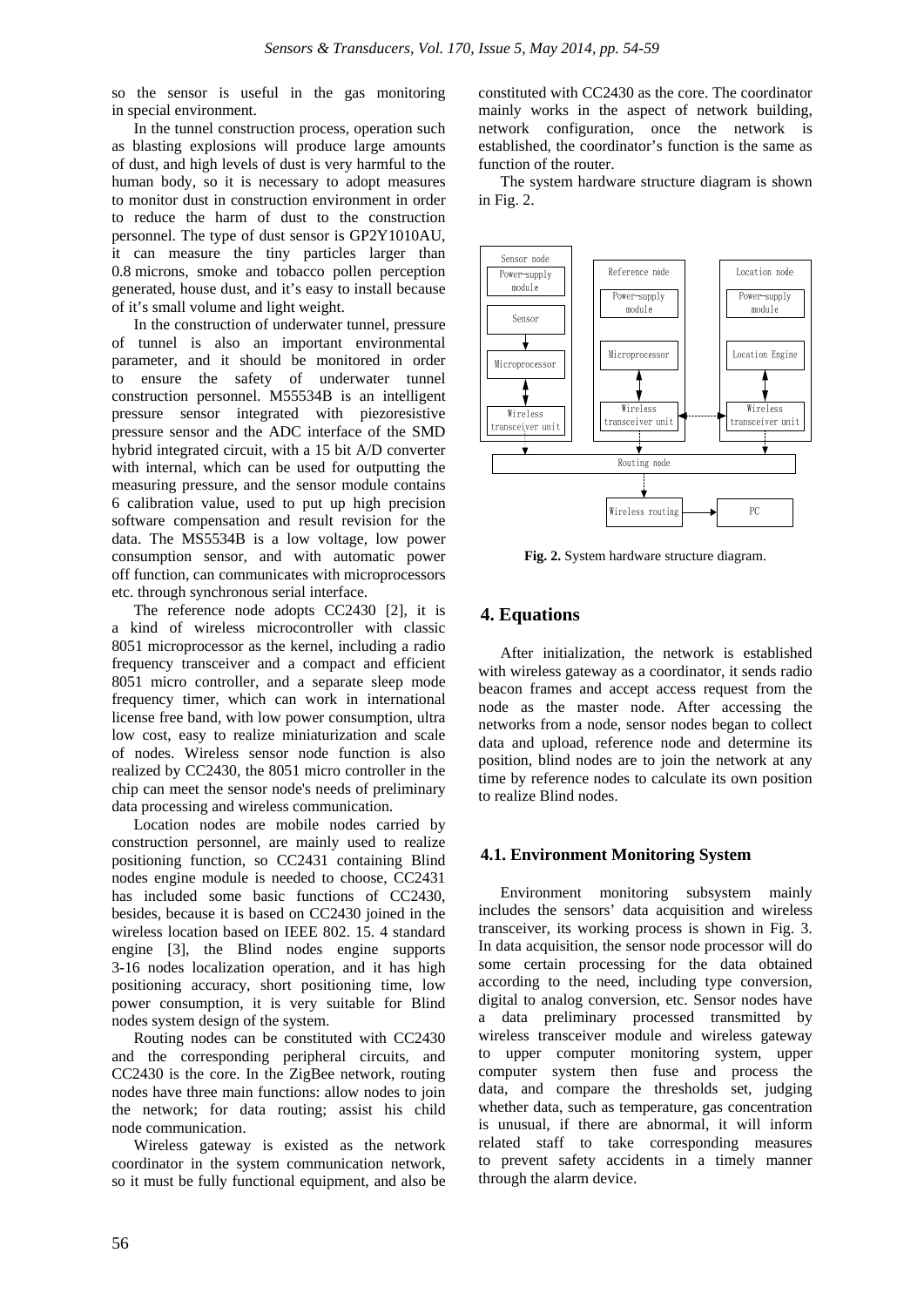so the sensor is useful in the gas monitoring in special environment.

In the tunnel construction process, operation such as blasting explosions will produce large amounts of dust, and high levels of dust is very harmful to the human body, so it is necessary to adopt measures to monitor dust in construction environment in order to reduce the harm of dust to the construction personnel. The type of dust sensor is GP2Y1010AU, it can measure the tiny particles larger than 0.8 microns, smoke and tobacco pollen perception generated, house dust, and it's easy to install because of it's small volume and light weight.

In the construction of underwater tunnel, pressure of tunnel is also an important environmental parameter, and it should be monitored in order to ensure the safety of underwater tunnel construction personnel. M55534B is an intelligent pressure sensor integrated with piezoresistive pressure sensor and the ADC interface of the SMD hybrid integrated circuit, with a 15 bit A/D converter with internal, which can be used for outputting the measuring pressure, and the sensor module contains 6 calibration value, used to put up high precision software compensation and result revision for the data. The MS5534B is a low voltage, low power consumption sensor, and with automatic power off function, can communicates with microprocessors etc. through synchronous serial interface.

The reference node adopts CC2430 [2], it is a kind of wireless microcontroller with classic 8051 microprocessor as the kernel, including a radio frequency transceiver and a compact and efficient 8051 micro controller, and a separate sleep mode frequency timer, which can work in international license free band, with low power consumption, ultra low cost, easy to realize miniaturization and scale of nodes. Wireless sensor node function is also realized by CC2430, the 8051 micro controller in the chip can meet the sensor node's needs of preliminary data processing and wireless communication.

Location nodes are mobile nodes carried by construction personnel, are mainly used to realize positioning function, so CC2431 containing Blind nodes engine module is needed to choose, CC2431 has included some basic functions of CC2430, besides, because it is based on CC2430 joined in the wireless location based on IEEE 802. 15. 4 standard engine [3], the Blind nodes engine supports 3-16 nodes localization operation, and it has high positioning accuracy, short positioning time, low power consumption, it is very suitable for Blind nodes system design of the system.

Routing nodes can be constituted with CC2430 and the corresponding peripheral circuits, and CC2430 is the core. In the ZigBee network, routing nodes have three main functions: allow nodes to join the network; for data routing; assist his child node communication.

Wireless gateway is existed as the network coordinator in the system communication network, so it must be fully functional equipment, and also be constituted with CC2430 as the core. The coordinator mainly works in the aspect of network building, network configuration, once the network is established, the coordinator's function is the same as function of the router.

The system hardware structure diagram is shown in Fig. 2.

**Fig. 2.** System hardware structure diagram.

## 4. Equations

After initialization, the network is established with wireless gateway as a coordinator, it sends radio beacon frames and accept access request from the node as the master node. After accessing the networks from a node, sensor nodes began to collect data and upload, reference node and determine its position, blind nodes are to join the network at any time by reference nodes to calculate its own position to realize Blind nodes.

### 4.1. Environment Monitoring System

Environment monitoring subsystem mainly includes the sensors' data acquisition and wireless transceiver, its working process is shown in Fig. 3. In data acquisition, the sensor node processor will do some certain processing for the data obtained according to the need, including type conversion, digital to analog conversion, etc. Sensor nodes have a data preliminary processed transmitted by wireless transceiver module and wireless gateway to upper computer monitoring system, upper computer system then fuse and process the data, and compare the thresholds set, judging whether data, such as temperature, gas concentration is unusual, if there are abnormal, it will inform related staff to take corresponding measures to prevent safety accidents in a timely manner through the alarm device.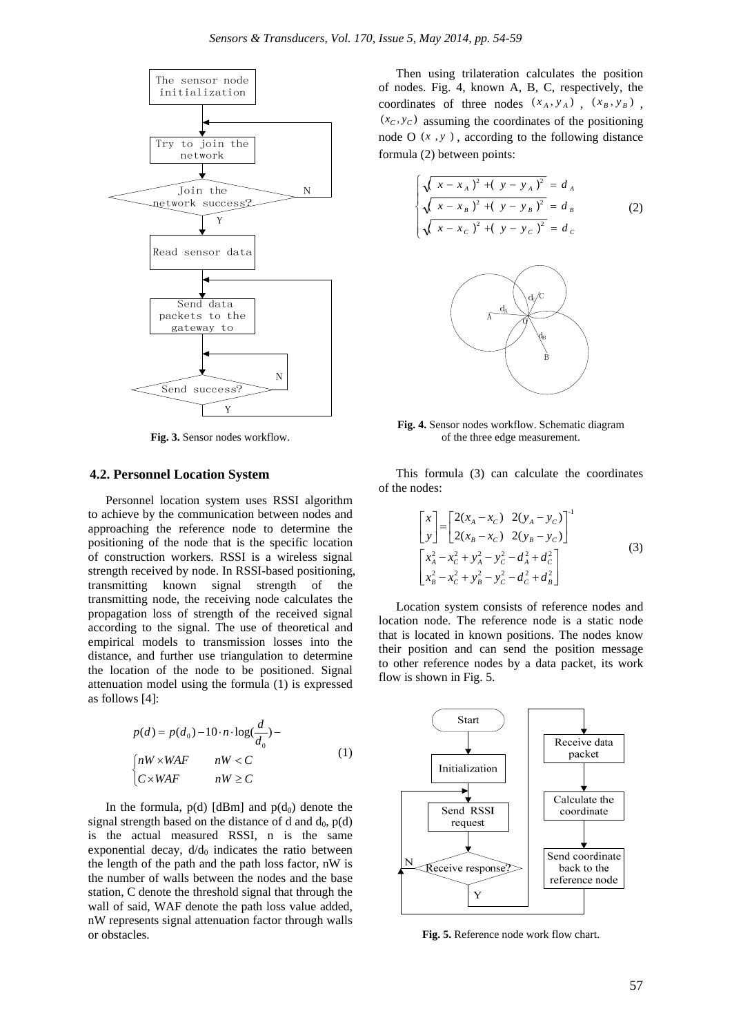Fig. 3. Sensor nodes workflow.

### 4.2. Personnel Location System

Personnel location system uses RSSI algorithm to achieve by the communication between nodes and approaching the reference node to determine the positioning of the node that is the specific location of construction workers. RSSI is a wireless signal strength received by node. In RSSI-based positioning, transmitting known signal strength of the transmitting node, the receiving node calculates the propagation loss of strength of the received signal according to the signal. The use of theoretical and empirical models to transmission losses into the distance, and further use triangulation to determine the location of the node to be positioned. Signal attenuation model using the formula (1) is expressed as follows [4]:

$$p(d) = p(d_0) - 10 \cdot n \cdot \log(\frac{d}{d_0}) - \begin{cases} nW \times WAF & nW < C \\ C \times WAF & nW \ge C \end{cases} \quad (1)$$

In the formula, p(d) [dBm] and $p(d_0)$ denote the signal strength based on the distance of d and $d_0$, p(d) is the actual measured RSSI, n is the same exponential decay, $d/d_0$ indicates the ratio between the length of the path and the path loss factor, nW is the number of walls between the nodes and the base station, C denote the threshold signal that through the wall of said, WAF denote the path loss value added, nW represents signal attenuation factor through walls or obstacles.

Then using trilateration calculates the position of nodes. Fig. 4, known A, B, C, respectively, the coordinates of three nodes $(x_A, y_A)$, $(x_B, y_B)$, $(x_C, y_C)$ assuming the coordinates of the positioning node O $(x, y)$, according to the following distance formula (2) between points:

$$\begin{cases} \sqrt{(x - x_A)^2 + (y - y_A)^2} = d_A \\ \sqrt{(x - x_B)^2 + (y - y_B)^2} = d_B \\ \sqrt{(x - x_C)^2 + (y - y_C)^2} = d_C \end{cases} \quad (2)$$

Fig. 4. Sensor nodes workflow. Schematic diagram of the three edge measurement.

This formula (3) can calculate the coordinates of the nodes:

$$\begin{bmatrix} x \\ y \end{bmatrix} = \begin{bmatrix} 2(x_A - x_C) & 2(y_A - y_C) \\ 2(x_B - x_C) & 2(y_B - y_C) \end{bmatrix}^{-1} \begin{bmatrix} x_A^2 - x_C^2 + y_A^2 - y_C^2 - d_A^2 + d_C^2 \\ x_B^2 - x_C^2 + y_B^2 - y_C^2 - d_C^2 + d_B^2 \end{bmatrix} \quad (3)$$

Location system consists of reference nodes and location node. The reference node is a static node that is located in known positions. The nodes know their position and can send the position message to other reference nodes by a data packet, its work flow is shown in Fig. 5.

Fig. 5. Reference node work flow chart.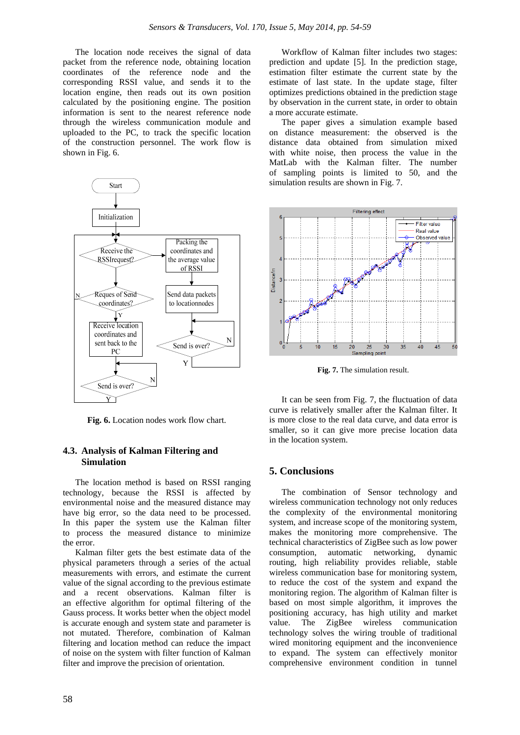The location node receives the signal of data packet from the reference node, obtaining location coordinates of the reference node and the corresponding RSSI value, and sends it to the location engine, then reads out its own position calculated by the positioning engine. The position information is sent to the nearest reference node through the wireless communication module and uploaded to the PC, to track the specific location of the construction personnel. The work flow is shown in Fig. 6.

**Fig. 6.** Location nodes work flow chart.

### 4.3. Analysis of Kalman Filtering and Simulation

The location method is based on RSSI ranging technology, because the RSSI is affected by environmental noise and the measured distance may have big error, so the data need to be processed. In this paper the system use the Kalman filter to process the measured distance to minimize the error.

Kalman filter gets the best estimate data of the physical parameters through a series of the actual measurements with errors, and estimate the current value of the signal according to the previous estimate and a recent observations. Kalman filter is an effective algorithm for optimal filtering of the Gauss process. It works better when the object model is accurate enough and system state and parameter is not mutated. Therefore, combination of Kalman filtering and location method can reduce the impact of noise on the system with filter function of Kalman filter and improve the precision of orientation.

Workflow of Kalman filter includes two stages: prediction and update [5]. In the prediction stage, estimation filter estimate the current state by the estimate of last state. In the update stage, filter optimizes predictions obtained in the prediction stage by observation in the current state, in order to obtain a more accurate estimate.

The paper gives a simulation example based on distance measurement: the observed is the distance data obtained from simulation mixed with white noise, then process the value in the MatLab with the Kalman filter. The number of sampling points is limited to 50, and the simulation results are shown in Fig. 7.

**Fig. 7.** The simulation result.

It can be seen from Fig. 7, the fluctuation of data curve is relatively smaller after the Kalman filter. It is more close to the real data curve, and data error is smaller, so it can give more precise location data in the location system.

## 5. Conclusions

The combination of Sensor technology and wireless communication technology not only reduces the complexity of the environmental monitoring system, and increase scope of the monitoring system, makes the monitoring more comprehensive. The technical characteristics of ZigBee such as low power consumption, automatic networking, dynamic routing, high reliability provides reliable, stable wireless communication base for monitoring system, to reduce the cost of the system and expand the monitoring region. The algorithm of Kalman filter is based on most simple algorithm, it improves the positioning accuracy, has high utility and market value. The ZigBee wireless communication technology solves the wiring trouble of traditional wired monitoring equipment and the inconvenience to expand. The system can effectively monitor comprehensive environment condition in tunnel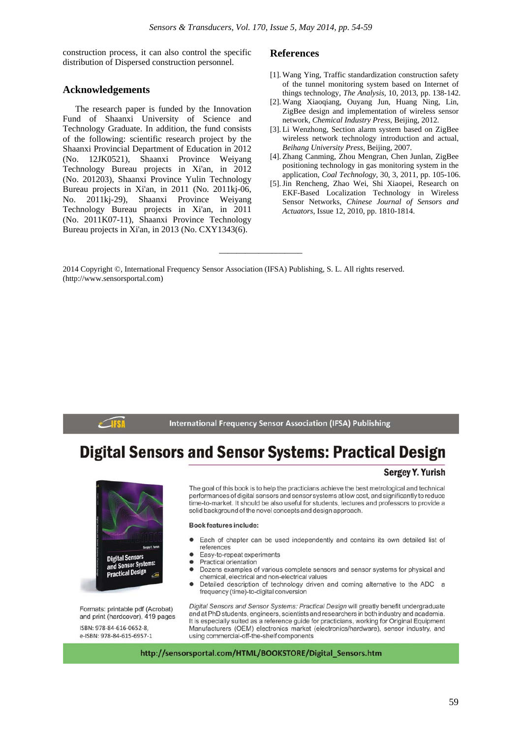construction process, it can also control the specific distribution of Dispersed construction personnel.

## Acknowledgements

The research paper is funded by the Innovation Fund of Shaanxi University of Science and Technology Graduate. In addition, the fund consists of the following: scientific research project by the Shaanxi Provincial Department of Education in 2012 (No. 12JK0521), Shaanxi Province Weiyang Technology Bureau projects in Xi'an, in 2012 (No. 201203), Shaanxi Province Yulin Technology Bureau projects in Xi'an, in 2011 (No. 2011kj-06, No. 2011kj-29), Shaanxi Province Weiyang Technology Bureau projects in Xi'an, in 2011 (No. 2011K07-11), Shaanxi Province Technology Bureau projects in Xi'an, in 2013 (No. CXY1343(6).

## References

[1]. Wang Ying, Traffic standardization construction safety of the tunnel monitoring system based on Internet of things technology, *The Analysis*, 10, 2013, pp. 138-142.

[2]. Wang Xiaoqiang, Ouyang Jun, Huang Ning, Lin, ZigBee design and implementation of wireless sensor network, *Chemical Industry Press*, Beijing, 2012.

[3]. Li Wenzhong, Section alarm system based on ZigBee wireless network technology introduction and actual, *Beihang University Press*, Beijing, 2007.

[4]. Zhang Canming, Zhou Mengran, Chen Junlan, ZigBee positioning technology in gas monitoring system in the application, *Coal Technology*, 30, 3, 2011, pp. 105-106.

[5]. Jin Rencheng, Zhao Wei, Shi Xiaopei, Research on EKF-Based Localization Technology in Wireless Sensor Networks, *Chinese Journal of Sensors and Actuators*, Issue 12, 2010, pp. 1810-1814.

———————————

2014 Copyright ©, International Frequency Sensor Association (IFSA) Publishing, S. L. All rights reserved. (http://www.sensorsportal.com)

IFSA International Frequency Sensor Association (IFSA) Publishing

# Digital Sensors and Sensor Systems: Practical Design

**Sergey Y. Yurish**

The goal of this book is to help the practicians achieve the best metrological and technical performances of digital sensors and sensor systems at low cost, and significantly to reduce time-to-market. It should be also useful for students, lectures and professors to provide a solid background of the novel concepts and design approach.

**Book features include:**

- Each of chapter can be used independently and contains its own detailed list of references
- Easy-to-repeat experiments
- Practical orientation
- Dozens examples of various complete sensors and sensor systems for physical and chemical, electrical and non-electrical values
- Detailed description of technology driven and coming alternative to the ADC a frequency (time)-to-digital conversion

*Digital Sensors and Sensor Systems: Practical Design* will greatly benefit undergraduate and at PhD students, engineers, scientists and researchers in both industry and academia. It is especially suited as a reference guide for practicians, working for Original Equipment Manufacturers (OEM) electronics market (electronics/hardware), sensor industry, and using commercial-off-the-shelf components

Formats: printable pdf (Acrobat) and print (hardcover), 419 pages

ISBN: 978-84-616-0652-8,
e-ISBN: 978-84-615-6957-1

http://sensorsportal.com/HTML/BOOKSTORE/Digital_Sensors.htm